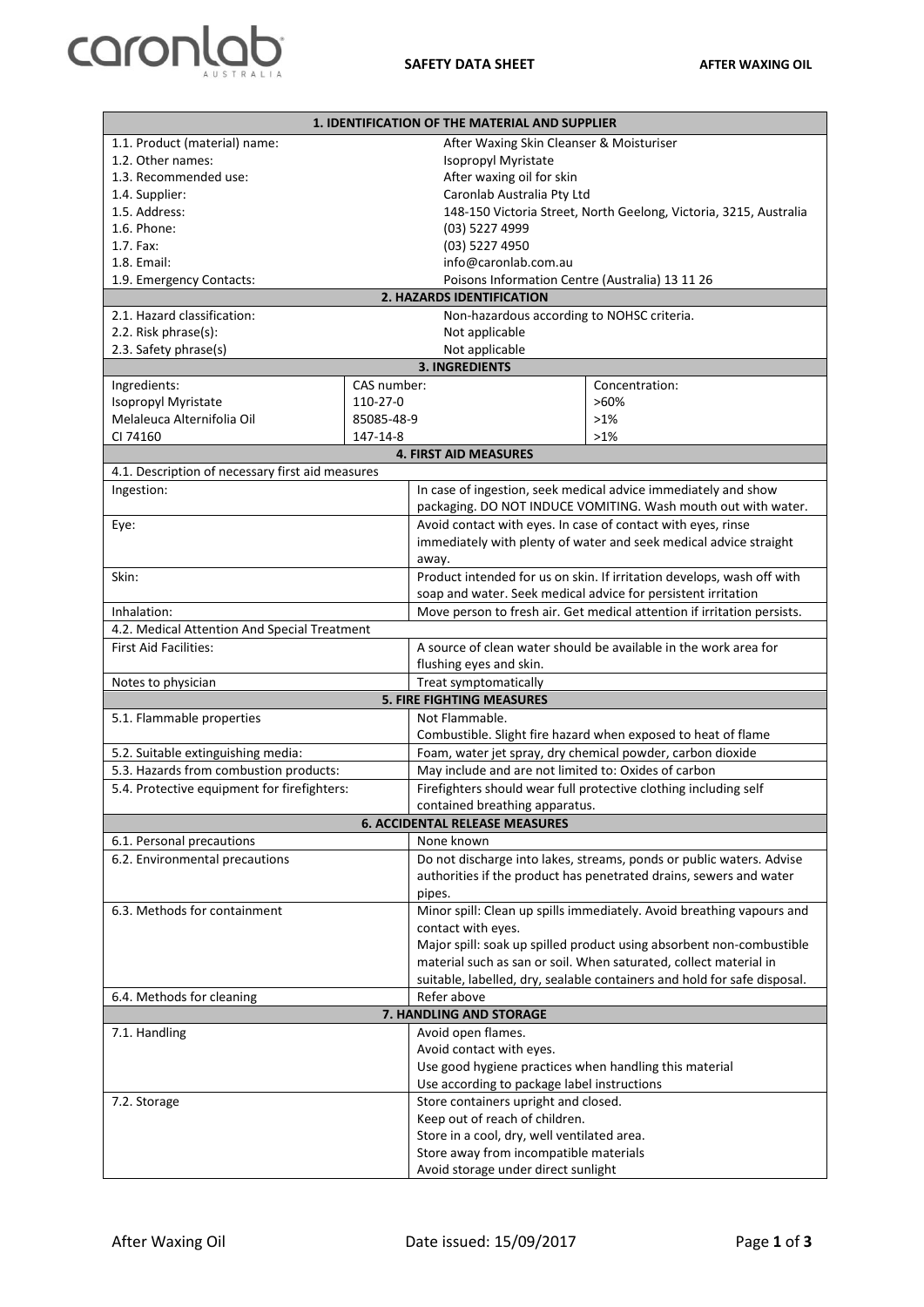# SAFETY DATA SHEET — AFTER WAXING OIL

## 1. IDENTIFICATION OF THE MATERIAL AND SUPPLIER

| | |
|---|---|
| 1.1. Product (material) name: | After Waxing Skin Cleanser & Moisturiser |
| 1.2. Other names: | Isopropyl Myristate |
| 1.3. Recommended use: | After waxing oil for skin |
| 1.4. Supplier: | Caronlab Australia Pty Ltd |
| 1.5. Address: | 148-150 Victoria Street, North Geelong, Victoria, 3215, Australia |
| 1.6. Phone: | (03) 5227 4999 |
| 1.7. Fax: | (03) 5227 4950 |
| 1.8. Email: | info@caronlab.com.au |
| 1.9. Emergency Contacts: | Poisons Information Centre (Australia) 13 11 26 |

## 2. HAZARDS IDENTIFICATION

| | |
|---|---|
| 2.1. Hazard classification: | Non-hazardous according to NOHSC criteria. |
| 2.2. Risk phrase(s): | Not applicable |
| 2.3. Safety phrase(s) | Not applicable |

## 3. INGREDIENTS

| Ingredients: | CAS number: | Concentration: |
|---|---|---|
| Isopropyl Myristate | 110-27-0 | >60% |
| Melaleuca Alternifolia Oil | 85085-48-9 | >1% |
| CI 74160 | 147-14-8 | >1% |

## 4. FIRST AID MEASURES

**4.1. Description of necessary first aid measures**

| | |
|---|---|
| Ingestion: | In case of ingestion, seek medical advice immediately and show packaging. DO NOT INDUCE VOMITING. Wash mouth out with water. |
| Eye: | Avoid contact with eyes. In case of contact with eyes, rinse immediately with plenty of water and seek medical advice straight away. |
| Skin: | Product intended for us on skin. If irritation develops, wash off with soap and water. Seek medical advice for persistent irritation |
| Inhalation: | Move person to fresh air. Get medical attention if irritation persists. |

**4.2. Medical Attention And Special Treatment**

| | |
|---|---|
| First Aid Facilities: | A source of clean water should be available in the work area for flushing eyes and skin. |
| Notes to physician | Treat symptomatically |

## 5. FIRE FIGHTING MEASURES

| | |
|---|---|
| 5.1. Flammable properties | Not Flammable.<br>Combustible. Slight fire hazard when exposed to heat of flame |
| 5.2. Suitable extinguishing media: | Foam, water jet spray, dry chemical powder, carbon dioxide |
| 5.3. Hazards from combustion products: | May include and are not limited to: Oxides of carbon |
| 5.4. Protective equipment for firefighters: | Firefighters should wear full protective clothing including self contained breathing apparatus. |

## 6. ACCIDENTAL RELEASE MEASURES

| | |
|---|---|
| 6.1. Personal precautions | None known |
| 6.2. Environmental precautions | Do not discharge into lakes, streams, ponds or public waters. Advise authorities if the product has penetrated drains, sewers and water pipes. |
| 6.3. Methods for containment | Minor spill: Clean up spills immediately. Avoid breathing vapours and contact with eyes.<br>Major spill: soak up spilled product using absorbent non-combustible material such as san or soil. When saturated, collect material in suitable, labelled, dry, sealable containers and hold for safe disposal. |
| 6.4. Methods for cleaning | Refer above |

## 7. HANDLING AND STORAGE

| | |
|---|---|
| 7.1. Handling | Avoid open flames.<br>Avoid contact with eyes.<br>Use good hygiene practices when handling this material<br>Use according to package label instructions |
| 7.2. Storage | Store containers upright and closed.<br>Keep out of reach of children.<br>Store in a cool, dry, well ventilated area.<br>Store away from incompatible materials<br>Avoid storage under direct sunlight |

After Waxing Oil — Date issued: 15/09/2017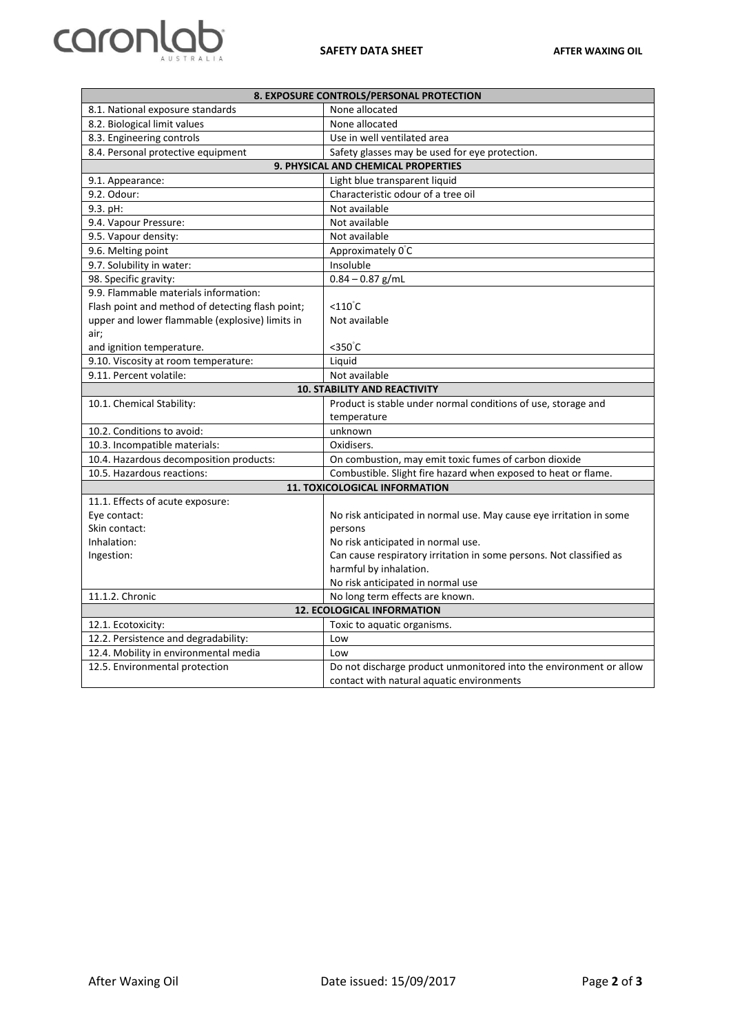| 8. EXPOSURE CONTROLS/PERSONAL PROTECTION | |
|---|---|
| 8.1. National exposure standards | None allocated |
| 8.2. Biological limit values | None allocated |
| 8.3. Engineering controls | Use in well ventilated area |
| 8.4. Personal protective equipment | Safety glasses may be used for eye protection. |
| **9. PHYSICAL AND CHEMICAL PROPERTIES** | |
| 9.1. Appearance: | Light blue transparent liquid |
| 9.2. Odour: | Characteristic odour of a tree oil |
| 9.3. pH: | Not available |
| 9.4. Vapour Pressure: | Not available |
| 9.5. Vapour density: | Not available |
| 9.6. Melting point | Approximately 0°C |
| 9.7. Solubility in water: | Insoluble |
| 98. Specific gravity: | 0.84 – 0.87 g/mL |
| 9.9. Flammable materials information:<br>Flash point and method of detecting flash point;<br>upper and lower flammable (explosive) limits in air;<br>and ignition temperature. | <br><110°C<br>Not available<br><br><350°C |
| 9.10. Viscosity at room temperature: | Liquid |
| 9.11. Percent volatile: | Not available |
| **10. STABILITY AND REACTIVITY** | |
| 10.1. Chemical Stability: | Product is stable under normal conditions of use, storage and temperature |
| 10.2. Conditions to avoid: | unknown |
| 10.3. Incompatible materials: | Oxidisers. |
| 10.4. Hazardous decomposition products: | On combustion, may emit toxic fumes of carbon dioxide |
| 10.5. Hazardous reactions: | Combustible. Slight fire hazard when exposed to heat or flame. |
| **11. TOXICOLOGICAL INFORMATION** | |
| 11.1. Effects of acute exposure:<br>Eye contact:<br>Skin contact:<br>Inhalation:<br>Ingestion: | <br>No risk anticipated in normal use. May cause eye irritation in some persons<br>No risk anticipated in normal use.<br>Can cause respiratory irritation in some persons. Not classified as harmful by inhalation.<br>No risk anticipated in normal use |
| 11.1.2. Chronic | No long term effects are known. |
| **12. ECOLOGICAL INFORMATION** | |
| 12.1. Ecotoxicity: | Toxic to aquatic organisms. |
| 12.2. Persistence and degradability: | Low |
| 12.4. Mobility in environmental media | Low |
| 12.5. Environmental protection | Do not discharge product unmonitored into the environment or allow contact with natural aquatic environments |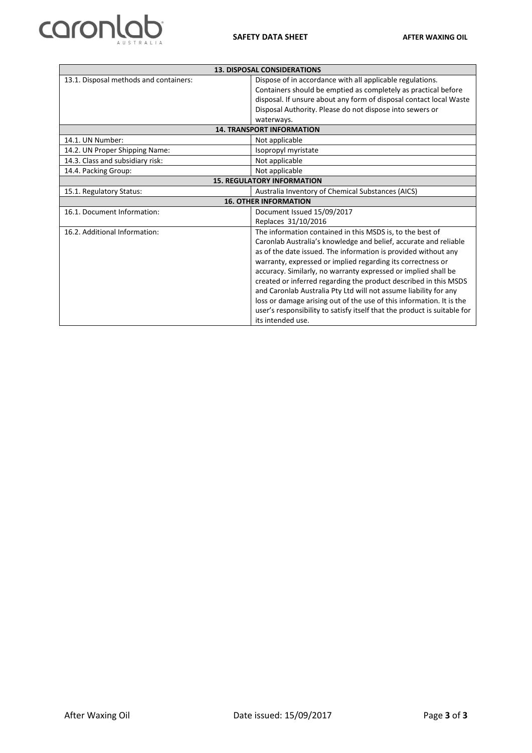| 13. DISPOSAL CONSIDERATIONS | |
|---|---|
| 13.1. Disposal methods and containers: | Dispose of in accordance with all applicable regulations. Containers should be emptied as completely as practical before disposal. If unsure about any form of disposal contact local Waste Disposal Authority. Please do not dispose into sewers or waterways. |
| **14. TRANSPORT INFORMATION** | |
| 14.1. UN Number: | Not applicable |
| 14.2. UN Proper Shipping Name: | Isopropyl myristate |
| 14.3. Class and subsidiary risk: | Not applicable |
| 14.4. Packing Group: | Not applicable |
| **15. REGULATORY INFORMATION** | |
| 15.1. Regulatory Status: | Australia Inventory of Chemical Substances (AICS) |
| **16. OTHER INFORMATION** | |
| 16.1. Document Information: | Document Issued 15/09/2017<br>Replaces 31/10/2016 |
| 16.2. Additional Information: | The information contained in this MSDS is, to the best of Caronlab Australia's knowledge and belief, accurate and reliable as of the date issued. The information is provided without any warranty, expressed or implied regarding its correctness or accuracy. Similarly, no warranty expressed or implied shall be created or inferred regarding the product described in this MSDS and Caronlab Australia Pty Ltd will not assume liability for any loss or damage arising out of the use of this information. It is the user's responsibility to satisfy itself that the product is suitable for its intended use. |